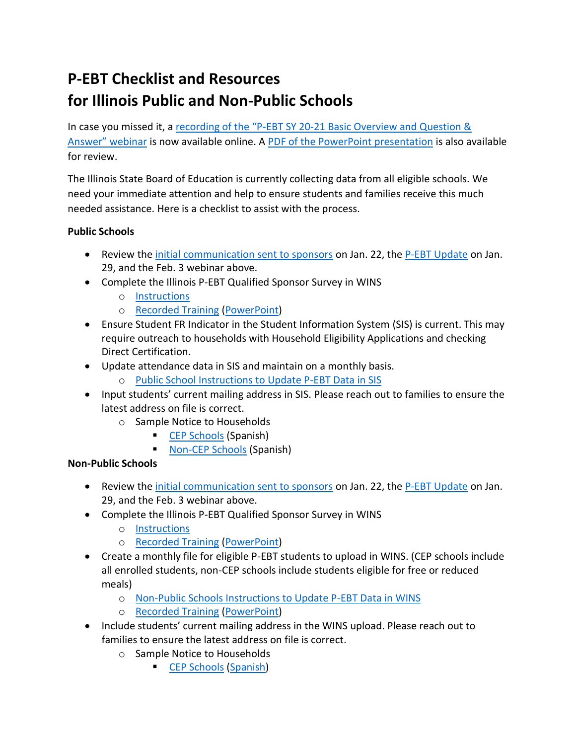# P-EBT Checklist and Resources for Illinois Public and Non-Public Schools

In case you missed it, a recording of the "P-EBT SY 20-21 Basic Overview and Question & Answer" webinar is now available online. A PDF of the PowerPoint presentation is also available for review.

The Illinois State Board of Education is currently collecting data from all eligible schools. We need your immediate attention and help to ensure students and families receive this much needed assistance. Here is a checklist to assist with the process.

**Public Schools**

- Review the initial communication sent to sponsors on Jan. 22, the P-EBT Update on Jan. 29, and the Feb. 3 webinar above.
- Complete the Illinois P-EBT Qualified Sponsor Survey in WINS
  - Instructions
  - Recorded Training (PowerPoint)
- Ensure Student FR Indicator in the Student Information System (SIS) is current. This may require outreach to households with Household Eligibility Applications and checking Direct Certification.
- Update attendance data in SIS and maintain on a monthly basis.
  - Public School Instructions to Update P-EBT Data in SIS
- Input students' current mailing address in SIS. Please reach out to families to ensure the latest address on file is correct.
  - Sample Notice to Households
    - CEP Schools (Spanish)
    - Non-CEP Schools (Spanish)

**Non-Public Schools**

- Review the initial communication sent to sponsors on Jan. 22, the P-EBT Update on Jan. 29, and the Feb. 3 webinar above.
- Complete the Illinois P-EBT Qualified Sponsor Survey in WINS
  - Instructions
  - Recorded Training (PowerPoint)
- Create a monthly file for eligible P-EBT students to upload in WINS. (CEP schools include all enrolled students, non-CEP schools include students eligible for free or reduced meals)
  - Non-Public Schools Instructions to Update P-EBT Data in WINS
  - Recorded Training (PowerPoint)
- Include students' current mailing address in the WINS upload. Please reach out to families to ensure the latest address on file is correct.
  - Sample Notice to Households
    - CEP Schools (Spanish)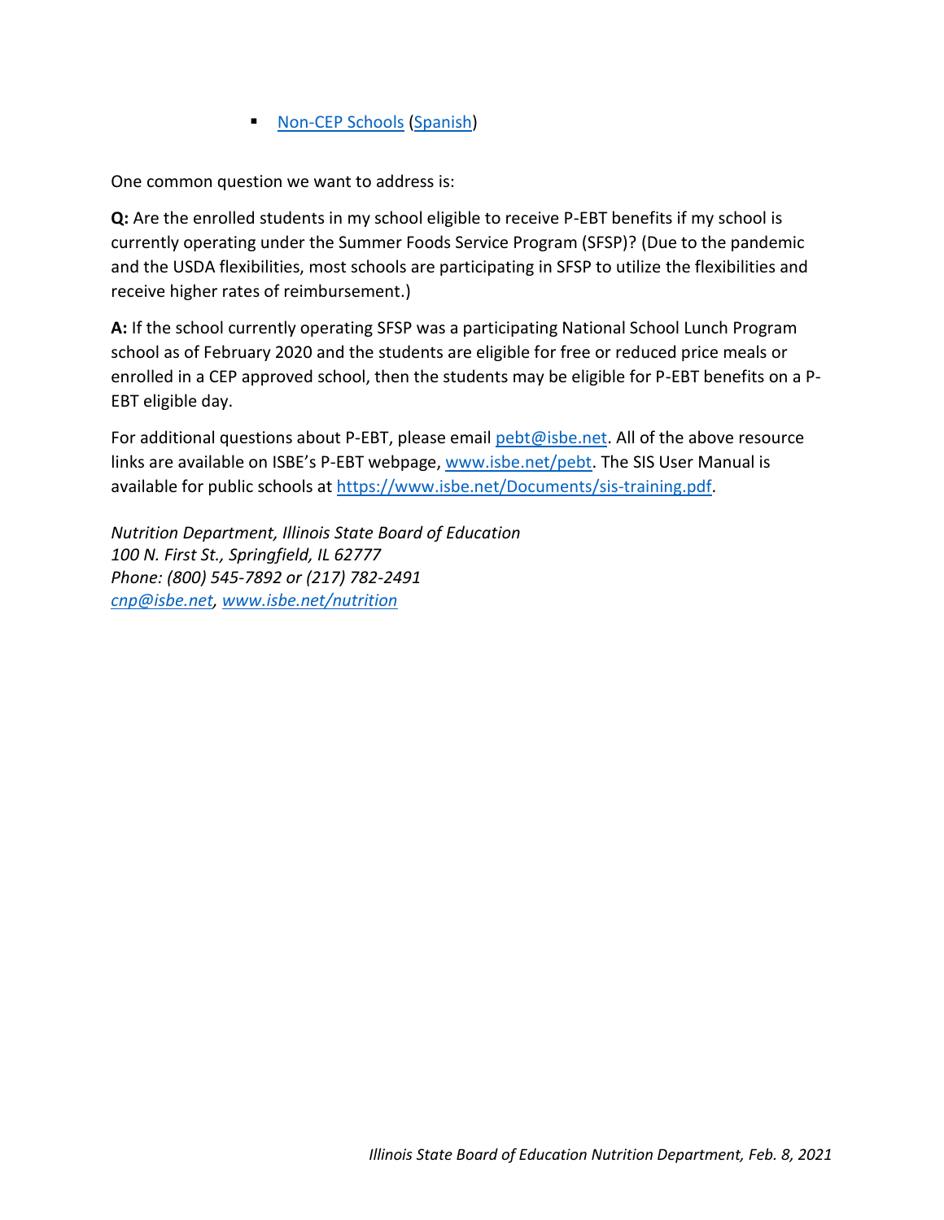- Non-CEP Schools (Spanish)

One common question we want to address is:

**Q:** Are the enrolled students in my school eligible to receive P-EBT benefits if my school is currently operating under the Summer Foods Service Program (SFSP)? (Due to the pandemic and the USDA flexibilities, most schools are participating in SFSP to utilize the flexibilities and receive higher rates of reimbursement.)

**A:** If the school currently operating SFSP was a participating National School Lunch Program school as of February 2020 and the students are eligible for free or reduced price meals or enrolled in a CEP approved school, then the students may be eligible for P-EBT benefits on a P-EBT eligible day.

For additional questions about P-EBT, please email pebt@isbe.net. All of the above resource links are available on ISBE's P-EBT webpage, www.isbe.net/pebt. The SIS User Manual is available for public schools at https://www.isbe.net/Documents/sis-training.pdf.

*Nutrition Department, Illinois State Board of Education*
*100 N. First St., Springfield, IL 62777*
*Phone: (800) 545-7892 or (217) 782-2491*
*cnp@isbe.net, www.isbe.net/nutrition*

*Illinois State Board of Education Nutrition Department, Feb. 8, 2021*